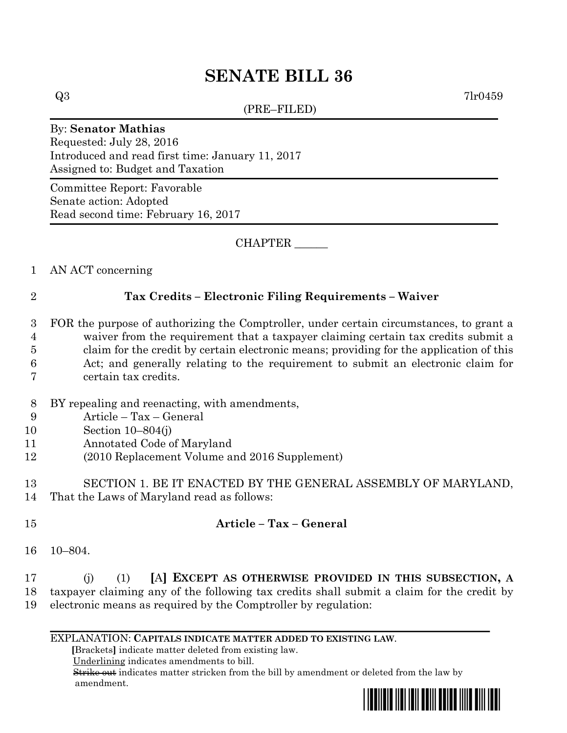# SENATE BILL 36

Q3 7lr0459

(PRE–FILED)

By: **Senator Mathias**
Requested: July 28, 2016
Introduced and read first time: January 11, 2017
Assigned to: Budget and Taxation

Committee Report: Favorable
Senate action: Adopted
Read second time: February 16, 2017

CHAPTER ______

1 AN ACT concerning

2 **Tax Credits – Electronic Filing Requirements – Waiver**

3 FOR the purpose of authorizing the Comptroller, under certain circumstances, to grant a
4 waiver from the requirement that a taxpayer claiming certain tax credits submit a
5 claim for the credit by certain electronic means; providing for the application of this
6 Act; and generally relating to the requirement to submit an electronic claim for
7 certain tax credits.

8 BY repealing and reenacting, with amendments,
9 Article – Tax – General
10 Section 10–804(j)
11 Annotated Code of Maryland
12 (2010 Replacement Volume and 2016 Supplement)

13 SECTION 1. BE IT ENACTED BY THE GENERAL ASSEMBLY OF MARYLAND,
14 That the Laws of Maryland read as follows:

15 **Article – Tax – General**

16 10–804.

17 (j) (1) **[**A**]** **EXCEPT AS OTHERWISE PROVIDED IN THIS SUBSECTION, A**
18 taxpayer claiming any of the following tax credits shall submit a claim for the credit by
19 electronic means as required by the Comptroller by regulation:

EXPLANATION: **CAPITALS INDICATE MATTER ADDED TO EXISTING LAW.**
**[**Brackets**]** indicate matter deleted from existing law.
Underlining indicates amendments to bill.
~~Strike out~~ indicates matter stricken from the bill by amendment or deleted from the law by amendment.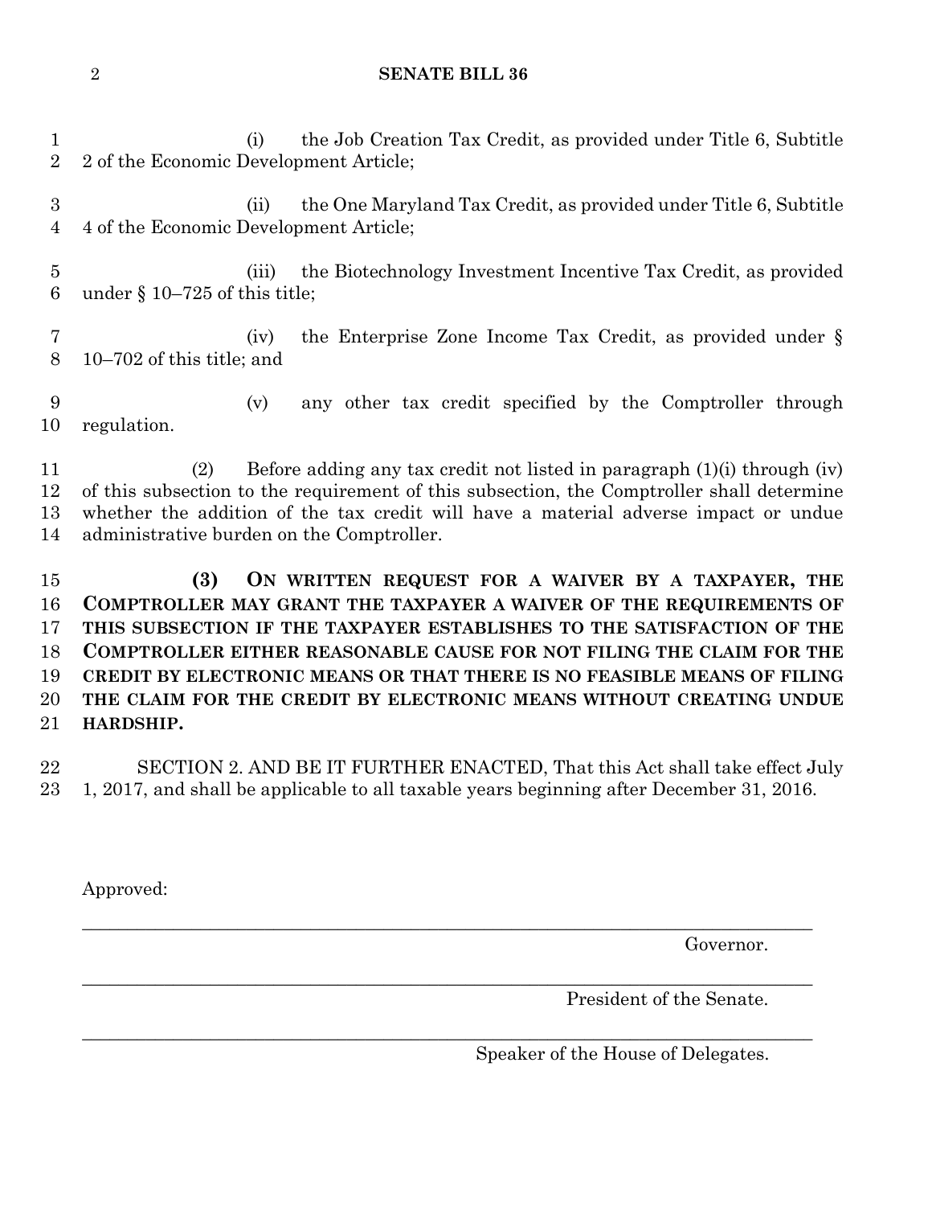(i) the Job Creation Tax Credit, as provided under Title 6, Subtitle 2 of the Economic Development Article;

(ii) the One Maryland Tax Credit, as provided under Title 6, Subtitle 4 of the Economic Development Article;

(iii) the Biotechnology Investment Incentive Tax Credit, as provided under § 10–725 of this title;

(iv) the Enterprise Zone Income Tax Credit, as provided under § 10–702 of this title; and

(v) any other tax credit specified by the Comptroller through regulation.

(2) Before adding any tax credit not listed in paragraph (1)(i) through (iv) of this subsection to the requirement of this subsection, the Comptroller shall determine whether the addition of the tax credit will have a material adverse impact or undue administrative burden on the Comptroller.

**(3) ON WRITTEN REQUEST FOR A WAIVER BY A TAXPAYER, THE COMPTROLLER MAY GRANT THE TAXPAYER A WAIVER OF THE REQUIREMENTS OF THIS SUBSECTION IF THE TAXPAYER ESTABLISHES TO THE SATISFACTION OF THE COMPTROLLER EITHER REASONABLE CAUSE FOR NOT FILING THE CLAIM FOR THE CREDIT BY ELECTRONIC MEANS OR THAT THERE IS NO FEASIBLE MEANS OF FILING THE CLAIM FOR THE CREDIT BY ELECTRONIC MEANS WITHOUT CREATING UNDUE HARDSHIP.**

SECTION 2. AND BE IT FURTHER ENACTED, That this Act shall take effect July 1, 2017, and shall be applicable to all taxable years beginning after December 31, 2016.

Approved:

\_\_\_\_\_\_\_\_\_\_\_\_\_\_\_\_\_\_\_\_\_\_\_\_\_\_\_\_\_\_\_\_\_\_\_\_\_\_\_\_\_\_\_\_\_\_\_\_\_\_\_\_\_\_\_\_\_\_\_\_\_\_\_\_\_\_\_\_\_\_\_\_\_\_\_\_\_\_\_\_

Governor.

\_\_\_\_\_\_\_\_\_\_\_\_\_\_\_\_\_\_\_\_\_\_\_\_\_\_\_\_\_\_\_\_\_\_\_\_\_\_\_\_\_\_\_\_\_\_\_\_\_\_\_\_\_\_\_\_\_\_\_\_\_\_\_\_\_\_\_\_\_\_\_\_\_\_\_\_\_\_\_\_

President of the Senate.

\_\_\_\_\_\_\_\_\_\_\_\_\_\_\_\_\_\_\_\_\_\_\_\_\_\_\_\_\_\_\_\_\_\_\_\_\_\_\_\_\_\_\_\_\_\_\_\_\_\_\_\_\_\_\_\_\_\_\_\_\_\_\_\_\_\_\_\_\_\_\_\_\_\_\_\_\_\_\_\_

Speaker of the House of Delegates.